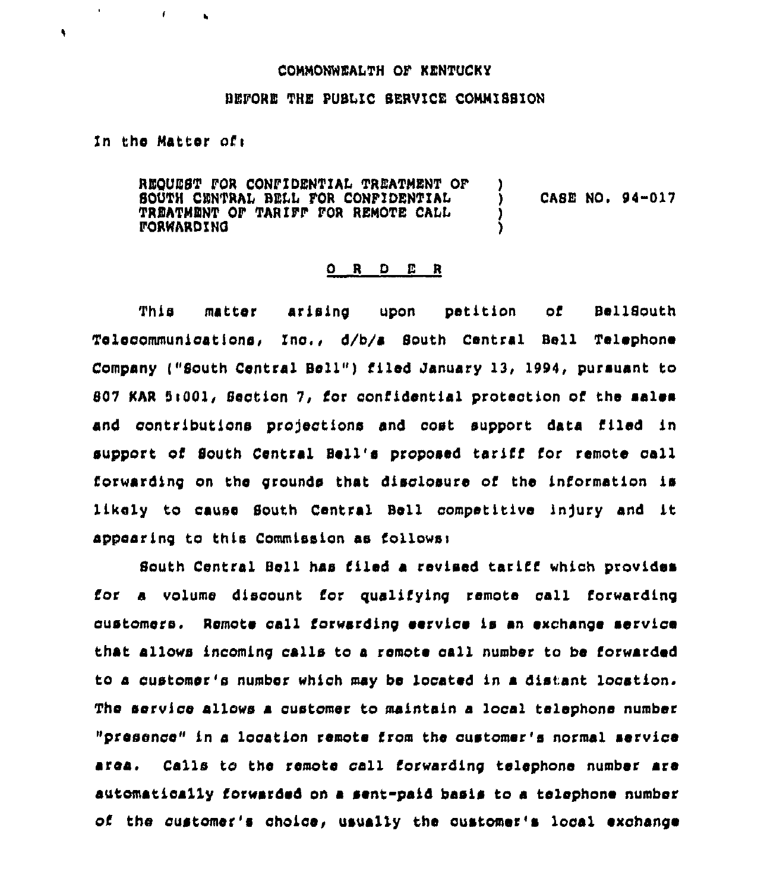COMMONWEALTH OF KENTUCKY

BEFORE THE PUBLIC SERVICE COMMISSION

In the Matter of:

REQUEST FOR CONFIDENTIAL TREATMENT OF SOUTH CENTRAL BELL FOR CONFIDENTIAL TREATMENT OF TARIFF FOR REMOTE CALL FORWARDING ) CASE NO. 94-017

O R D E R

This matter arising upon petition of BellSouth Telecommunications, Inc., d/b/a South Central Bell Telephone Company ("South Central Bell") filed January 13, 1994, pursuant to 807 KAR 5:001, Section 7, for confidential protection of the sales and contributions projections and cost support data filed in support of South Central Bell's proposed tariff for remote call forwarding on the grounds that disclosure of the information is likely to cause South Central Bell competitive injury and it appearing to this Commission as follows:

South Central Bell has filed a revised tariff which provides for a volume discount for qualifying remote call forwarding customers. Remote call forwarding service is an exchange service that allows incoming calls to a remote call number to be forwarded to a customer's number which may be located in a distant location. The service allows a customer to maintain a local telephone number "presence" in a location remote from the customer's normal service area. Calls to the remote call forwarding telephone number are automatically forwarded on a sent-paid basis to a telephone number of the customer's choice, usually the customer's local exchange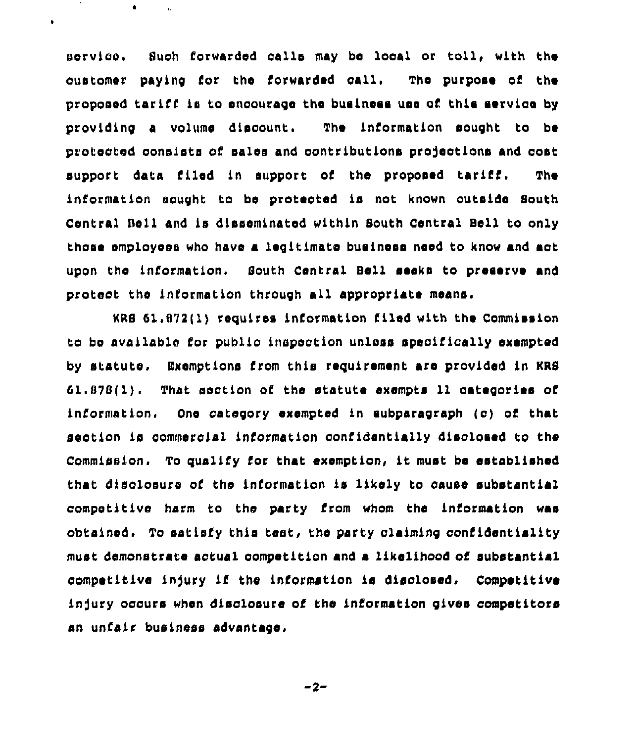service. Such forwarded calls may be local or toll, with the customer paying for the forwarded call. The purpose of the proposed tariff is to encourage the business use of this service by providing a volume discount. The information sought to be protected consists of sales and contributions projections and cost support data filed in support of the proposed tariff. The information sought to be protected is not known outside South Central Bell and is disseminated within South Central Bell to only those employees who have a legitimate business need to know and act upon the information. South Central Bell seeks to preserve and protect the information through all appropriate means.

KRS 61.872(1) requires information filed with the Commission to be available for public inspection unless specifically exempted by statute. Exemptions from this requirement are provided in KRS 61.878(1). That section of the statute exempts 11 categories of information. One category exempted in subparagraph (c) of that section is commercial information confidentially disclosed to the Commission. To qualify for that exemption, it must be established that disclosure of the information is likely to cause substantial competitive harm to the party from whom the information was obtained. To satisfy this test, the party claiming confidentiality must demonstrate actual competition and a likelihood of substantial competitive injury if the information is disclosed. Competitive injury occurs when disclosure of the information gives competitors an unfair business advantage.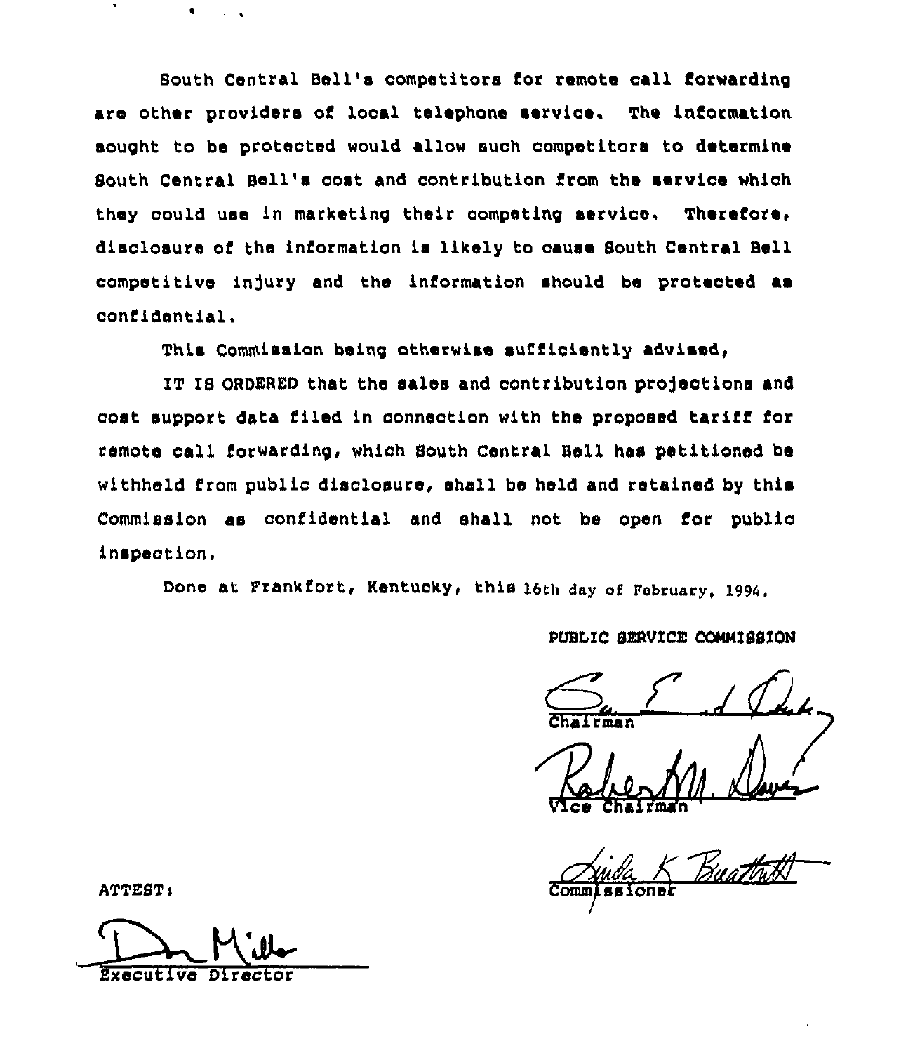South Central Bell's competitors for remote call forwarding are other providers of local telephone service. The information sought to be protected would allow such competitors to determine South Central Bell's cost and contribution from the service which they could use in marketing their competing service. Therefore, disclosure of the information is likely to cause South Central Bell competitive injury and the information should be protected as confidential.

This Commission being otherwise sufficiently advised,

IT IS ORDERED that the sales and contribution projections and cost support data filed in connection with the proposed tariff for remote call forwarding, which South Central Bell has petitioned be withheld from public disclosure, shall be held and retained by this Commission as confidential and shall not be open for public inspection.

Done at Frankfort, Kentucky, this 16th day of February, 1994.

PUBLIC SERVICE COMMISSION

Chairman

Vice Chairman

Commissioner

ATTEST:

Executive Director